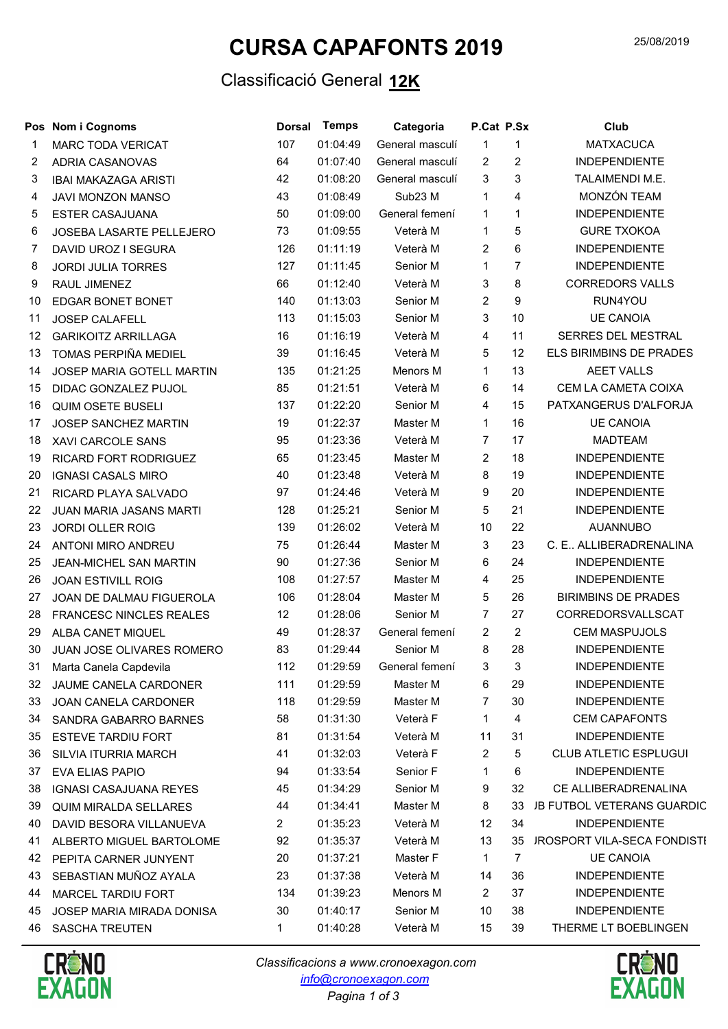# CURSA CAPAFONTS 2019

25/08/2019

## Classificació General **12K**

| Pos | Nom i Cognoms | Dorsal | Temps | Categoria | P.Cat | P.Sx | Club |
|---|---|---|---|---|---|---|---|
| 1 | MARC TODA VERICAT | 107 | 01:04:49 | General masculí | 1 | 1 | MATXACUCA |
| 2 | ADRIA CASANOVAS | 64 | 01:07:40 | General masculí | 2 | 2 | INDEPENDIENTE |
| 3 | IBAI MAKAZAGA ARISTI | 42 | 01:08:20 | General masculí | 3 | 3 | TALAIMENDI M.E. |
| 4 | JAVI MONZON MANSO | 43 | 01:08:49 | Sub23 M | 1 | 4 | MONZÓN TEAM |
| 5 | ESTER CASAJUANA | 50 | 01:09:00 | General femení | 1 | 1 | INDEPENDIENTE |
| 6 | JOSEBA LASARTE PELLEJERO | 73 | 01:09:55 | Veterà M | 1 | 5 | GURE TXOKOA |
| 7 | DAVID UROZ I SEGURA | 126 | 01:11:19 | Veterà M | 2 | 6 | INDEPENDIENTE |
| 8 | JORDI JULIA TORRES | 127 | 01:11:45 | Senior M | 1 | 7 | INDEPENDIENTE |
| 9 | RAUL JIMENEZ | 66 | 01:12:40 | Veterà M | 3 | 8 | CORREDORS VALLS |
| 10 | EDGAR BONET BONET | 140 | 01:13:03 | Senior M | 2 | 9 | RUN4YOU |
| 11 | JOSEP CALAFELL | 113 | 01:15:03 | Senior M | 3 | 10 | UE CANOIA |
| 12 | GARIKOITZ ARRILLAGA | 16 | 01:16:19 | Veterà M | 4 | 11 | SERRES DEL MESTRAL |
| 13 | TOMAS PERPIÑA MEDIEL | 39 | 01:16:45 | Veterà M | 5 | 12 | ELS BIRIMBINS DE PRADES |
| 14 | JOSEP MARIA GOTELL MARTIN | 135 | 01:21:25 | Menors M | 1 | 13 | AEET VALLS |
| 15 | DIDAC GONZALEZ PUJOL | 85 | 01:21:51 | Veterà M | 6 | 14 | CEM LA CAMETA COIXA |
| 16 | QUIM OSETE BUSELI | 137 | 01:22:20 | Senior M | 4 | 15 | PATXANGERUS D'ALFORJA |
| 17 | JOSEP SANCHEZ MARTIN | 19 | 01:22:37 | Master M | 1 | 16 | UE CANOIA |
| 18 | XAVI CARCOLE SANS | 95 | 01:23:36 | Veterà M | 7 | 17 | MADTEAM |
| 19 | RICARD FORT RODRIGUEZ | 65 | 01:23:45 | Master M | 2 | 18 | INDEPENDIENTE |
| 20 | IGNASI CASALS MIRO | 40 | 01:23:48 | Veterà M | 8 | 19 | INDEPENDIENTE |
| 21 | RICARD PLAYA SALVADO | 97 | 01:24:46 | Veterà M | 9 | 20 | INDEPENDIENTE |
| 22 | JUAN MARIA JASANS MARTI | 128 | 01:25:21 | Senior M | 5 | 21 | INDEPENDIENTE |
| 23 | JORDI OLLER ROIG | 139 | 01:26:02 | Veterà M | 10 | 22 | AUANNUBO |
| 24 | ANTONI MIRO ANDREU | 75 | 01:26:44 | Master M | 3 | 23 | C. E.. ALLIBERADRENALINA |
| 25 | JEAN-MICHEL SAN MARTIN | 90 | 01:27:36 | Senior M | 6 | 24 | INDEPENDIENTE |
| 26 | JOAN ESTIVILL ROIG | 108 | 01:27:57 | Master M | 4 | 25 | INDEPENDIENTE |
| 27 | JOAN DE DALMAU FIGUEROLA | 106 | 01:28:04 | Master M | 5 | 26 | BIRIMBINS DE PRADES |
| 28 | FRANCESC NINCLES REALES | 12 | 01:28:06 | Senior M | 7 | 27 | CORREDORSVALLSCAT |
| 29 | ALBA CANET MIQUEL | 49 | 01:28:37 | General femení | 2 | 2 | CEM MASPUJOLS |
| 30 | JUAN JOSE OLIVARES ROMERO | 83 | 01:29:44 | Senior M | 8 | 28 | INDEPENDIENTE |
| 31 | Marta Canela Capdevila | 112 | 01:29:59 | General femení | 3 | 3 | INDEPENDIENTE |
| 32 | JAUME CANELA CARDONER | 111 | 01:29:59 | Master M | 6 | 29 | INDEPENDIENTE |
| 33 | JOAN CANELA CARDONER | 118 | 01:29:59 | Master M | 7 | 30 | INDEPENDIENTE |
| 34 | SANDRA GABARRO BARNES | 58 | 01:31:30 | Veterà F | 1 | 4 | CEM CAPAFONTS |
| 35 | ESTEVE TARDIU FORT | 81 | 01:31:54 | Veterà M | 11 | 31 | INDEPENDIENTE |
| 36 | SILVIA ITURRIA MARCH | 41 | 01:32:03 | Veterà F | 2 | 5 | CLUB ATLETIC ESPLUGUI |
| 37 | EVA ELIAS PAPIO | 94 | 01:33:54 | Senior F | 1 | 6 | INDEPENDIENTE |
| 38 | IGNASI CASAJUANA REYES | 45 | 01:34:29 | Senior M | 9 | 32 | CE ALLIBERADRENALINA |
| 39 | QUIM MIRALDA SELLARES | 44 | 01:34:41 | Master M | 8 | 33 | JB FUTBOL VETERANS GUARDIC |
| 40 | DAVID BESORA VILLANUEVA | 2 | 01:35:23 | Veterà M | 12 | 34 | INDEPENDIENTE |
| 41 | ALBERTO MIGUEL BARTOLOME | 92 | 01:35:37 | Veterà M | 13 | 35 | JROSPORT VILA-SECA FONDISTI |
| 42 | PEPITA CARNER JUNYENT | 20 | 01:37:21 | Master F | 1 | 7 | UE CANOIA |
| 43 | SEBASTIAN MUÑOZ AYALA | 23 | 01:37:38 | Veterà M | 14 | 36 | INDEPENDIENTE |
| 44 | MARCEL TARDIU FORT | 134 | 01:39:23 | Menors M | 2 | 37 | INDEPENDIENTE |
| 45 | JOSEP MARIA MIRADA DONISA | 30 | 01:40:17 | Senior M | 10 | 38 | INDEPENDIENTE |
| 46 | SASCHA TREUTEN | 1 | 01:40:28 | Veterà M | 15 | 39 | THERME LT BOEBLINGEN |

*Classificacions a www.cronoexagon.com*
*info@cronoexagon.com*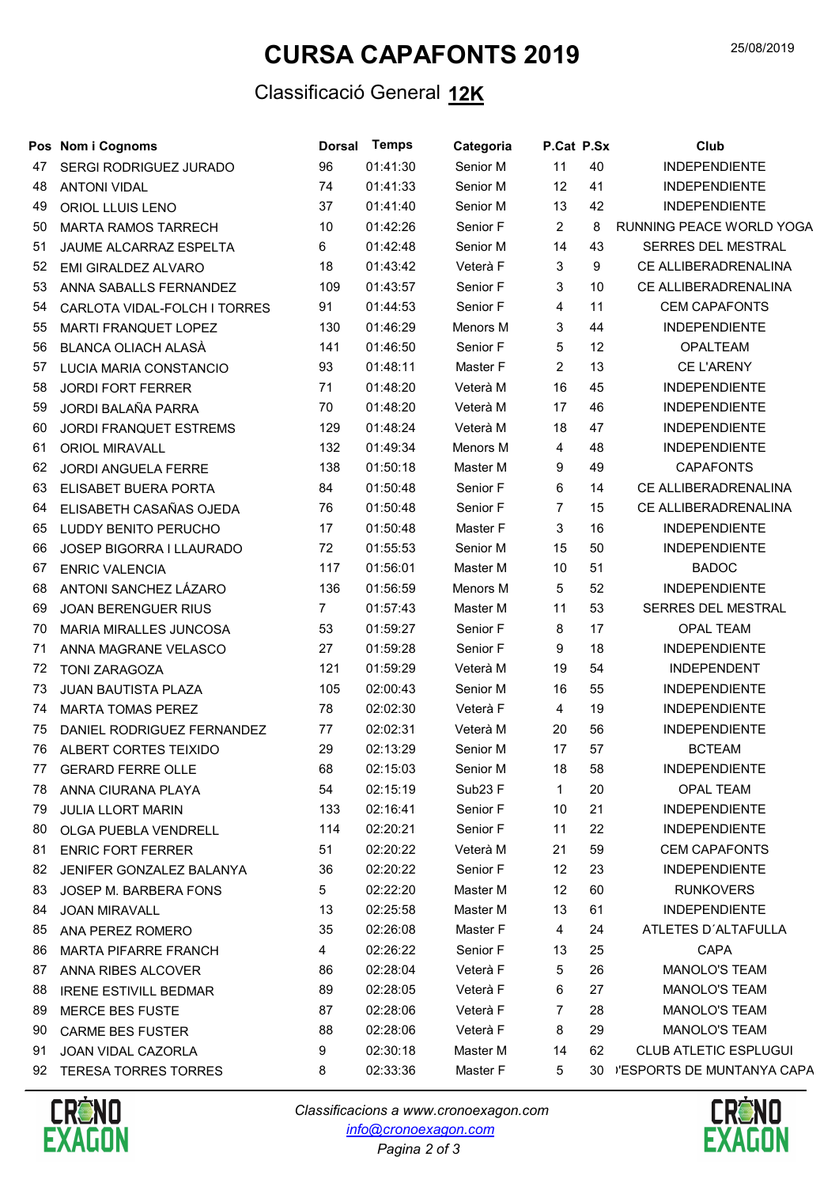# CURSA CAPAFONTS 2019

25/08/2019

## Classificació General **12K**

| Pos | Nom i Cognoms | Dorsal | Temps | Categoria | P.Cat | P.Sx | Club |
|---|---|---|---|---|---|---|---|
| 47 | SERGI RODRIGUEZ JURADO | 96 | 01:41:30 | Senior M | 11 | 40 | INDEPENDIENTE |
| 48 | ANTONI VIDAL | 74 | 01:41:33 | Senior M | 12 | 41 | INDEPENDIENTE |
| 49 | ORIOL LLUIS LENO | 37 | 01:41:40 | Senior M | 13 | 42 | INDEPENDIENTE |
| 50 | MARTA RAMOS TARRECH | 10 | 01:42:26 | Senior F | 2 | 8 | RUNNING PEACE WORLD YOGA |
| 51 | JAUME ALCARRAZ ESPELTA | 6 | 01:42:48 | Senior M | 14 | 43 | SERRES DEL MESTRAL |
| 52 | EMI GIRALDEZ ALVARO | 18 | 01:43:42 | Veterà F | 3 | 9 | CE ALLIBERADRENALINA |
| 53 | ANNA SABALLS FERNANDEZ | 109 | 01:43:57 | Senior F | 3 | 10 | CE ALLIBERADRENALINA |
| 54 | CARLOTA VIDAL-FOLCH I TORRES | 91 | 01:44:53 | Senior F | 4 | 11 | CEM CAPAFONTS |
| 55 | MARTI FRANQUET LOPEZ | 130 | 01:46:29 | Menors M | 3 | 44 | INDEPENDIENTE |
| 56 | BLANCA OLIACH ALASÀ | 141 | 01:46:50 | Senior F | 5 | 12 | OPALTEAM |
| 57 | LUCIA MARIA CONSTANCIO | 93 | 01:48:11 | Master F | 2 | 13 | CE L'ARENY |
| 58 | JORDI FORT FERRER | 71 | 01:48:20 | Veterà M | 16 | 45 | INDEPENDIENTE |
| 59 | JORDI BALAÑA PARRA | 70 | 01:48:20 | Veterà M | 17 | 46 | INDEPENDIENTE |
| 60 | JORDI FRANQUET ESTREMS | 129 | 01:48:24 | Veterà M | 18 | 47 | INDEPENDIENTE |
| 61 | ORIOL MIRAVALL | 132 | 01:49:34 | Menors M | 4 | 48 | INDEPENDIENTE |
| 62 | JORDI ANGUELA FERRE | 138 | 01:50:18 | Master M | 9 | 49 | CAPAFONTS |
| 63 | ELISABET BUERA PORTA | 84 | 01:50:48 | Senior F | 6 | 14 | CE ALLIBERADRENALINA |
| 64 | ELISABETH CASAÑAS OJEDA | 76 | 01:50:48 | Senior F | 7 | 15 | CE ALLIBERADRENALINA |
| 65 | LUDDY BENITO PERUCHO | 17 | 01:50:48 | Master F | 3 | 16 | INDEPENDIENTE |
| 66 | JOSEP BIGORRA I LLAURADO | 72 | 01:55:53 | Senior M | 15 | 50 | INDEPENDIENTE |
| 67 | ENRIC VALENCIA | 117 | 01:56:01 | Master M | 10 | 51 | BADOC |
| 68 | ANTONI SANCHEZ LÁZARO | 136 | 01:56:59 | Menors M | 5 | 52 | INDEPENDIENTE |
| 69 | JOAN BERENGUER RIUS | 7 | 01:57:43 | Master M | 11 | 53 | SERRES DEL MESTRAL |
| 70 | MARIA MIRALLES JUNCOSA | 53 | 01:59:27 | Senior F | 8 | 17 | OPAL TEAM |
| 71 | ANNA MAGRANE VELASCO | 27 | 01:59:28 | Senior F | 9 | 18 | INDEPENDIENTE |
| 72 | TONI ZARAGOZA | 121 | 01:59:29 | Veterà M | 19 | 54 | INDEPENDENT |
| 73 | JUAN BAUTISTA PLAZA | 105 | 02:00:43 | Senior M | 16 | 55 | INDEPENDIENTE |
| 74 | MARTA TOMAS PEREZ | 78 | 02:02:30 | Veterà F | 4 | 19 | INDEPENDIENTE |
| 75 | DANIEL RODRIGUEZ FERNANDEZ | 77 | 02:02:31 | Veterà M | 20 | 56 | INDEPENDIENTE |
| 76 | ALBERT CORTES TEIXIDO | 29 | 02:13:29 | Senior M | 17 | 57 | BCTEAM |
| 77 | GERARD FERRE OLLE | 68 | 02:15:03 | Senior M | 18 | 58 | INDEPENDIENTE |
| 78 | ANNA CIURANA PLAYA | 54 | 02:15:19 | Sub23 F | 1 | 20 | OPAL TEAM |
| 79 | JULIA LLORT MARIN | 133 | 02:16:41 | Senior F | 10 | 21 | INDEPENDIENTE |
| 80 | OLGA PUEBLA VENDRELL | 114 | 02:20:21 | Senior F | 11 | 22 | INDEPENDIENTE |
| 81 | ENRIC FORT FERRER | 51 | 02:20:22 | Veterà M | 21 | 59 | CEM CAPAFONTS |
| 82 | JENIFER GONZALEZ BALANYA | 36 | 02:20:22 | Senior F | 12 | 23 | INDEPENDIENTE |
| 83 | JOSEP M. BARBERA FONS | 5 | 02:22:20 | Master M | 12 | 60 | RUNKOVERS |
| 84 | JOAN MIRAVALL | 13 | 02:25:58 | Master M | 13 | 61 | INDEPENDIENTE |
| 85 | ANA PEREZ ROMERO | 35 | 02:26:08 | Master F | 4 | 24 | ATLETES D´ALTAFULLA |
| 86 | MARTA PIFARRE FRANCH | 4 | 02:26:22 | Senior F | 13 | 25 | CAPA |
| 87 | ANNA RIBES ALCOVER | 86 | 02:28:04 | Veterà F | 5 | 26 | MANOLO'S TEAM |
| 88 | IRENE ESTIVILL BEDMAR | 89 | 02:28:05 | Veterà F | 6 | 27 | MANOLO'S TEAM |
| 89 | MERCE BES FUSTE | 87 | 02:28:06 | Veterà F | 7 | 28 | MANOLO'S TEAM |
| 90 | CARME BES FUSTER | 88 | 02:28:06 | Veterà F | 8 | 29 | MANOLO'S TEAM |
| 91 | JOAN VIDAL CAZORLA | 9 | 02:30:18 | Master M | 14 | 62 | CLUB ATLETIC ESPLUGUI |
| 92 | TERESA TORRES TORRES | 8 | 02:33:36 | Master F | 5 | 30 | )'ESPORTS DE MUNTANYA CAPA |

*Classificacions a www.cronoexagon.com*
*info@cronoexagon.com*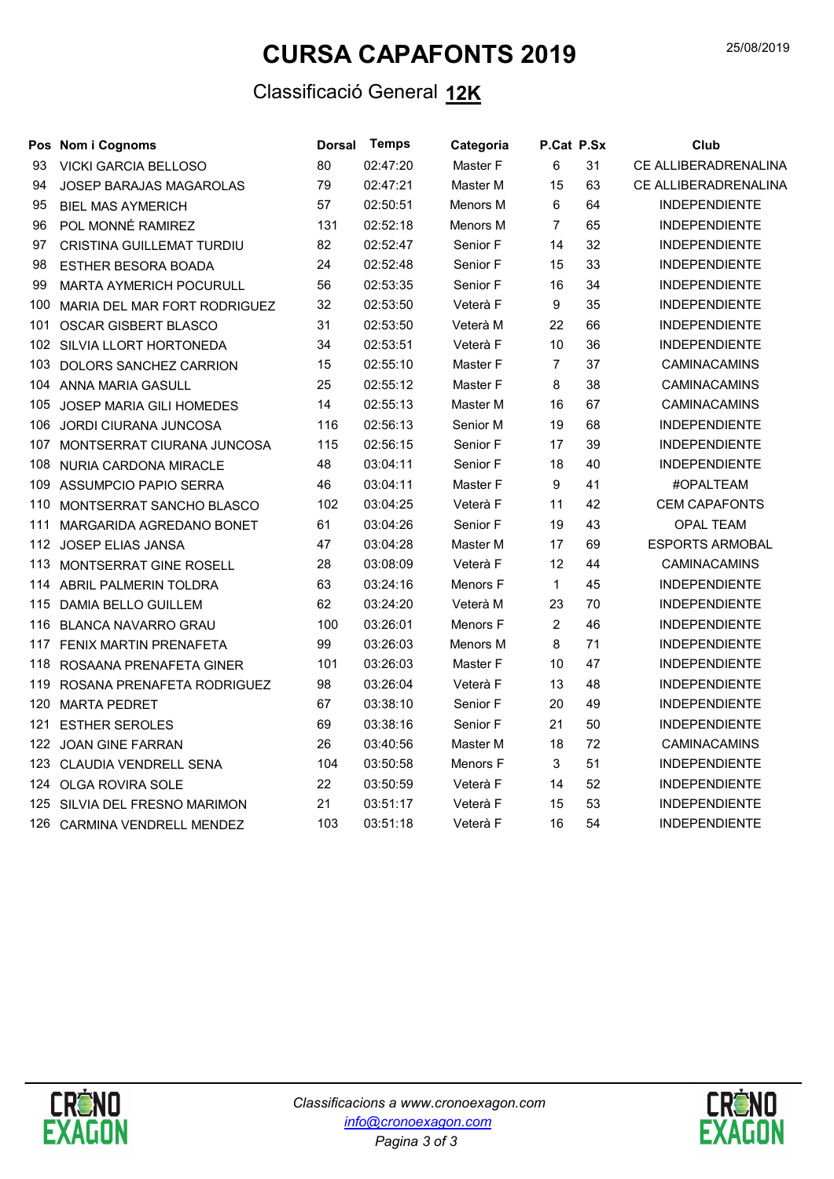# CURSA CAPAFONTS 2019

25/08/2019

## Classificació General **12K**

| Pos | Nom i Cognoms | Dorsal | Temps | Categoria | P.Cat | P.Sx | Club |
|---|---|---|---|---|---|---|---|
| 93 | VICKI GARCIA BELLOSO | 80 | 02:47:20 | Master F | 6 | 31 | CE ALLIBERADRENALINA |
| 94 | JOSEP BARAJAS MAGAROLAS | 79 | 02:47:21 | Master M | 15 | 63 | CE ALLIBERADRENALINA |
| 95 | BIEL MAS AYMERICH | 57 | 02:50:51 | Menors M | 6 | 64 | INDEPENDIENTE |
| 96 | POL MONNÉ RAMIREZ | 131 | 02:52:18 | Menors M | 7 | 65 | INDEPENDIENTE |
| 97 | CRISTINA GUILLEMAT TURDIU | 82 | 02:52:47 | Senior F | 14 | 32 | INDEPENDIENTE |
| 98 | ESTHER BESORA BOADA | 24 | 02:52:48 | Senior F | 15 | 33 | INDEPENDIENTE |
| 99 | MARTA AYMERICH POCURULL | 56 | 02:53:35 | Senior F | 16 | 34 | INDEPENDIENTE |
| 100 | MARIA DEL MAR FORT RODRIGUEZ | 32 | 02:53:50 | Veterà F | 9 | 35 | INDEPENDIENTE |
| 101 | OSCAR GISBERT BLASCO | 31 | 02:53:50 | Veterà M | 22 | 66 | INDEPENDIENTE |
| 102 | SILVIA LLORT HORTONEDA | 34 | 02:53:51 | Veterà F | 10 | 36 | INDEPENDIENTE |
| 103 | DOLORS SANCHEZ CARRION | 15 | 02:55:10 | Master F | 7 | 37 | CAMINACAMINS |
| 104 | ANNA MARIA GASULL | 25 | 02:55:12 | Master F | 8 | 38 | CAMINACAMINS |
| 105 | JOSEP MARIA GILI HOMEDES | 14 | 02:55:13 | Master M | 16 | 67 | CAMINACAMINS |
| 106 | JORDI CIURANA JUNCOSA | 116 | 02:56:13 | Senior M | 19 | 68 | INDEPENDIENTE |
| 107 | MONTSERRAT CIURANA JUNCOSA | 115 | 02:56:15 | Senior F | 17 | 39 | INDEPENDIENTE |
| 108 | NURIA CARDONA MIRACLE | 48 | 03:04:11 | Senior F | 18 | 40 | INDEPENDIENTE |
| 109 | ASSUMPCIO PAPIO SERRA | 46 | 03:04:11 | Master F | 9 | 41 | #OPALTEAM |
| 110 | MONTSERRAT SANCHO BLASCO | 102 | 03:04:25 | Veterà F | 11 | 42 | CEM CAPAFONTS |
| 111 | MARGARIDA AGREDANO BONET | 61 | 03:04:26 | Senior F | 19 | 43 | OPAL TEAM |
| 112 | JOSEP ELIAS JANSA | 47 | 03:04:28 | Master M | 17 | 69 | ESPORTS ARMOBAL |
| 113 | MONTSERRAT GINE ROSELL | 28 | 03:08:09 | Veterà F | 12 | 44 | CAMINACAMINS |
| 114 | ABRIL PALMERIN TOLDRA | 63 | 03:24:16 | Menors F | 1 | 45 | INDEPENDIENTE |
| 115 | DAMIA BELLO GUILLEM | 62 | 03:24:20 | Veterà M | 23 | 70 | INDEPENDIENTE |
| 116 | BLANCA NAVARRO GRAU | 100 | 03:26:01 | Menors F | 2 | 46 | INDEPENDIENTE |
| 117 | FENIX MARTIN PRENAFETA | 99 | 03:26:03 | Menors M | 8 | 71 | INDEPENDIENTE |
| 118 | ROSAANA PRENAFETA GINER | 101 | 03:26:03 | Master F | 10 | 47 | INDEPENDIENTE |
| 119 | ROSANA PRENAFETA RODRIGUEZ | 98 | 03:26:04 | Veterà F | 13 | 48 | INDEPENDIENTE |
| 120 | MARTA PEDRET | 67 | 03:38:10 | Senior F | 20 | 49 | INDEPENDIENTE |
| 121 | ESTHER SEROLES | 69 | 03:38:16 | Senior F | 21 | 50 | INDEPENDIENTE |
| 122 | JOAN GINE FARRAN | 26 | 03:40:56 | Master M | 18 | 72 | CAMINACAMINS |
| 123 | CLAUDIA VENDRELL SENA | 104 | 03:50:58 | Menors F | 3 | 51 | INDEPENDIENTE |
| 124 | OLGA ROVIRA SOLE | 22 | 03:50:59 | Veterà F | 14 | 52 | INDEPENDIENTE |
| 125 | SILVIA DEL FRESNO MARIMON | 21 | 03:51:17 | Veterà F | 15 | 53 | INDEPENDIENTE |
| 126 | CARMINA VENDRELL MENDEZ | 103 | 03:51:18 | Veterà F | 16 | 54 | INDEPENDIENTE |

*Classificacions a www.cronoexagon.com*
*info@cronoexagon.com*